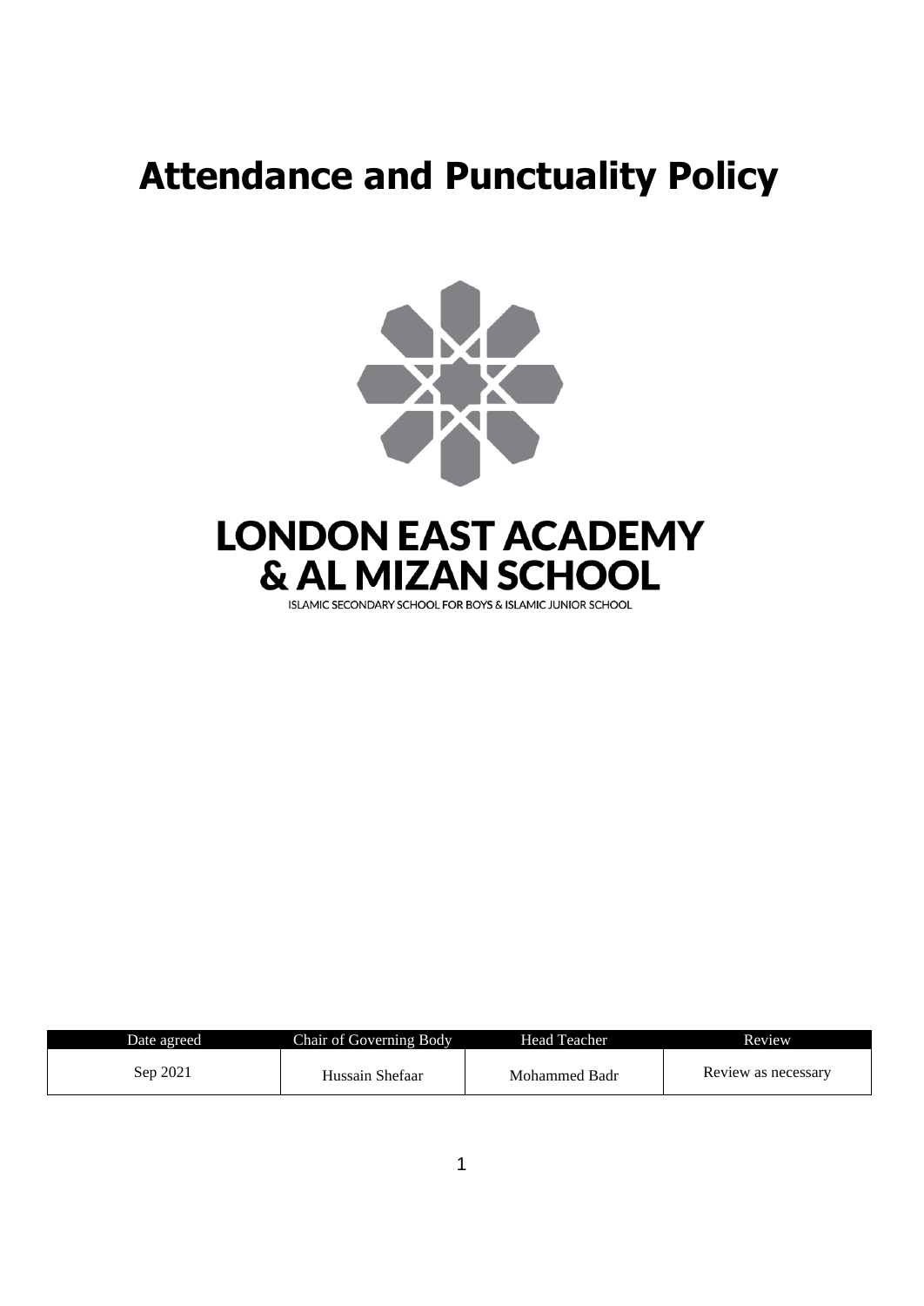# Attendance and Punctuality Policy

**LONDON EAST ACADEMY & AL MIZAN SCHOOL**

ISLAMIC SECONDARY SCHOOL FOR BOYS & ISLAMIC JUNIOR SCHOOL

| Date agreed | Chair of Governing Body | Head Teacher | Review |
|---|---|---|---|
| Sep 2021 | Hussain Shefaar | Mohammed Badr | Review as necessary |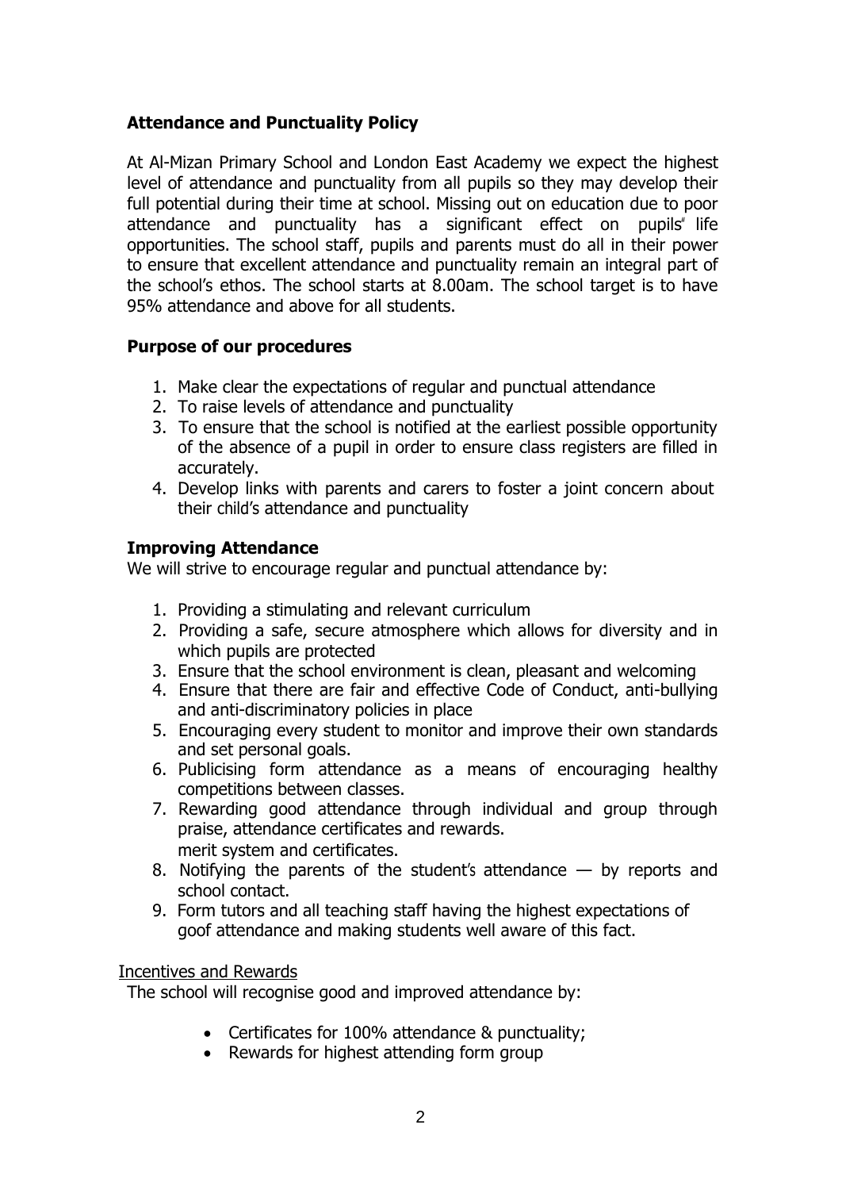## Attendance and Punctuality Policy

At Al-Mizan Primary School and London East Academy we expect the highest level of attendance and punctuality from all pupils so they may develop their full potential during their time at school. Missing out on education due to poor attendance and punctuality has a significant effect on pupils" life opportunities. The school staff, pupils and parents must do all in their power to ensure that excellent attendance and punctuality remain an integral part of the school's ethos. The school starts at 8.00am. The school target is to have 95% attendance and above for all students.

### Purpose of our procedures

1. Make clear the expectations of regular and punctual attendance
2. To raise levels of attendance and punctuality
3. To ensure that the school is notified at the earliest possible opportunity of the absence of a pupil in order to ensure class registers are filled in accurately.
4. Develop links with parents and carers to foster a joint concern about their child's attendance and punctuality

### Improving Attendance

We will strive to encourage regular and punctual attendance by:

1. Providing a stimulating and relevant curriculum
2. Providing a safe, secure atmosphere which allows for diversity and in which pupils are protected
3. Ensure that the school environment is clean, pleasant and welcoming
4. Ensure that there are fair and effective Code of Conduct, anti-bullying and anti-discriminatory policies in place
5. Encouraging every student to monitor and improve their own standards and set personal goals.
6. Publicising form attendance as a means of encouraging healthy competitions between classes.
7. Rewarding good attendance through individual and group through praise, attendance certificates and rewards.
   merit system and certificates.
8. Notifying the parents of the student's attendance — by reports and school contact.
9. Form tutors and all teaching staff having the highest expectations of goof attendance and making students well aware of this fact.

<u>Incentives and Rewards</u>

The school will recognise good and improved attendance by:

- Certificates for 100% attendance & punctuality;
- Rewards for highest attending form group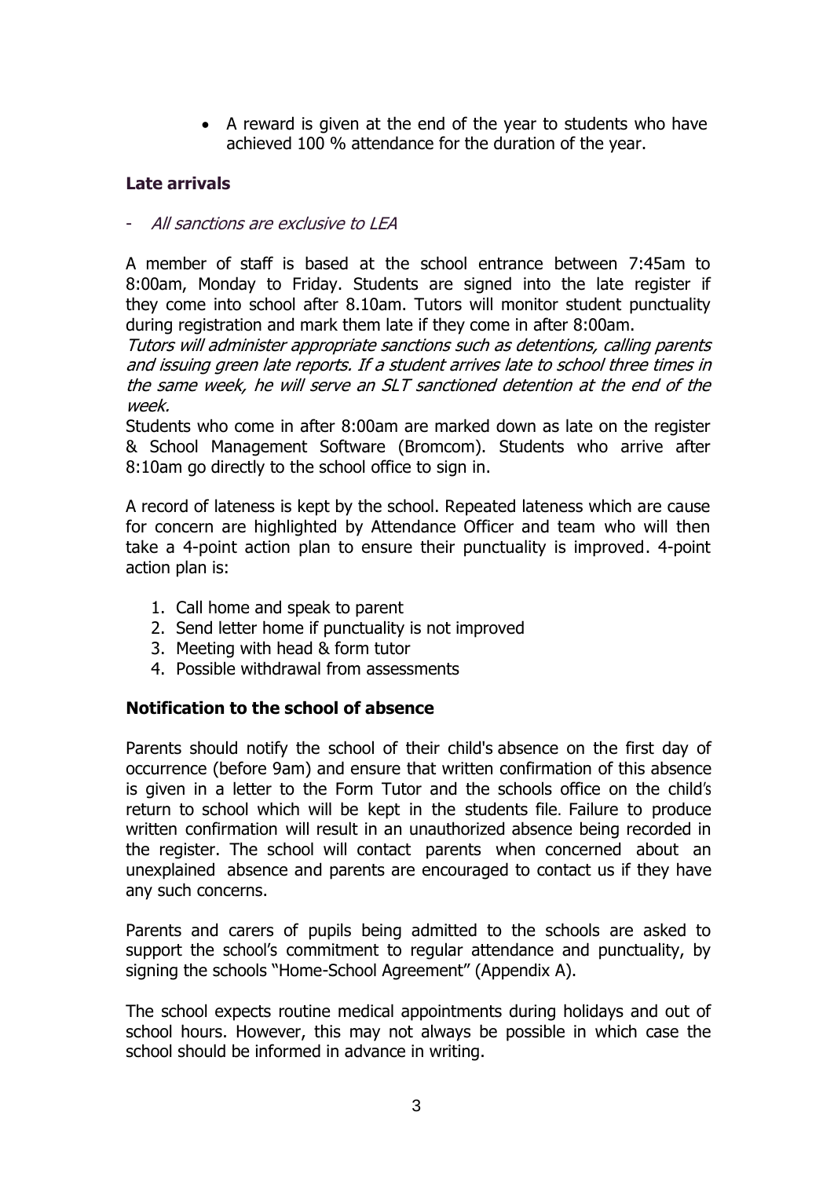- A reward is given at the end of the year to students who have achieved 100 % attendance for the duration of the year.

### Late arrivals

- *All sanctions are exclusive to LEA*

A member of staff is based at the school entrance between 7:45am to 8:00am, Monday to Friday. Students are signed into the late register if they come into school after 8.10am. Tutors will monitor student punctuality during registration and mark them late if they come in after 8:00am.

*Tutors will administer appropriate sanctions such as detentions, calling parents and issuing green late reports. If a student arrives late to school three times in the same week, he will serve an SLT sanctioned detention at the end of the week.*

Students who come in after 8:00am are marked down as late on the register & School Management Software (Bromcom). Students who arrive after 8:10am go directly to the school office to sign in.

A record of lateness is kept by the school. Repeated lateness which are cause for concern are highlighted by Attendance Officer and team who will then take a 4-point action plan to ensure their punctuality is improved. 4-point action plan is:

1. Call home and speak to parent
2. Send letter home if punctuality is not improved
3. Meeting with head & form tutor
4. Possible withdrawal from assessments

### Notification to the school of absence

Parents should notify the school of their child's absence on the first day of occurrence (before 9am) and ensure that written confirmation of this absence is given in a letter to the Form Tutor and the schools office on the child's return to school which will be kept in the students file. Failure to produce written confirmation will result in an unauthorized absence being recorded in the register. The school will contact parents when concerned about an unexplained absence and parents are encouraged to contact us if they have any such concerns.

Parents and carers of pupils being admitted to the schools are asked to support the school's commitment to regular attendance and punctuality, by signing the schools "Home-School Agreement" (Appendix A).

The school expects routine medical appointments during holidays and out of school hours. However, this may not always be possible in which case the school should be informed in advance in writing.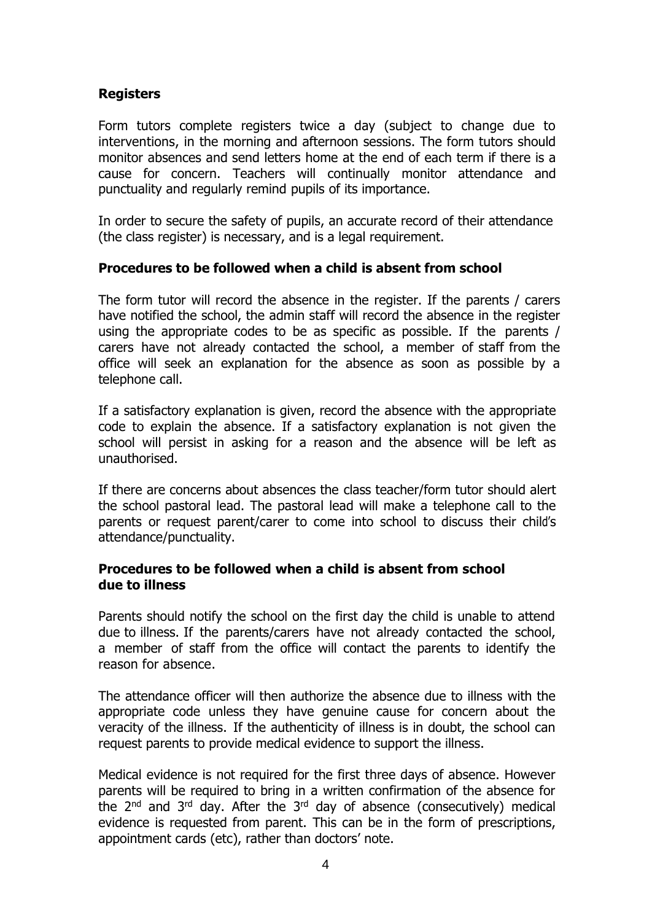### Registers

Form tutors complete registers twice a day (subject to change due to interventions, in the morning and afternoon sessions. The form tutors should monitor absences and send letters home at the end of each term if there is a cause for concern. Teachers will continually monitor attendance and punctuality and regularly remind pupils of its importance.

In order to secure the safety of pupils, an accurate record of their attendance (the class register) is necessary, and is a legal requirement.

### Procedures to be followed when a child is absent from school

The form tutor will record the absence in the register. If the parents / carers have notified the school, the admin staff will record the absence in the register using the appropriate codes to be as specific as possible. If the parents / carers have not already contacted the school, a member of staff from the office will seek an explanation for the absence as soon as possible by a telephone call.

If a satisfactory explanation is given, record the absence with the appropriate code to explain the absence. If a satisfactory explanation is not given the school will persist in asking for a reason and the absence will be left as unauthorised.

If there are concerns about absences the class teacher/form tutor should alert the school pastoral lead. The pastoral lead will make a telephone call to the parents or request parent/carer to come into school to discuss their child's attendance/punctuality.

### Procedures to be followed when a child is absent from school due to illness

Parents should notify the school on the first day the child is unable to attend due to illness. If the parents/carers have not already contacted the school, a member of staff from the office will contact the parents to identify the reason for absence.

The attendance officer will then authorize the absence due to illness with the appropriate code unless they have genuine cause for concern about the veracity of the illness. If the authenticity of illness is in doubt, the school can request parents to provide medical evidence to support the illness.

Medical evidence is not required for the first three days of absence. However parents will be required to bring in a written confirmation of the absence for the 2nd and 3rd day. After the 3rd day of absence (consecutively) medical evidence is requested from parent. This can be in the form of prescriptions, appointment cards (etc), rather than doctors' note.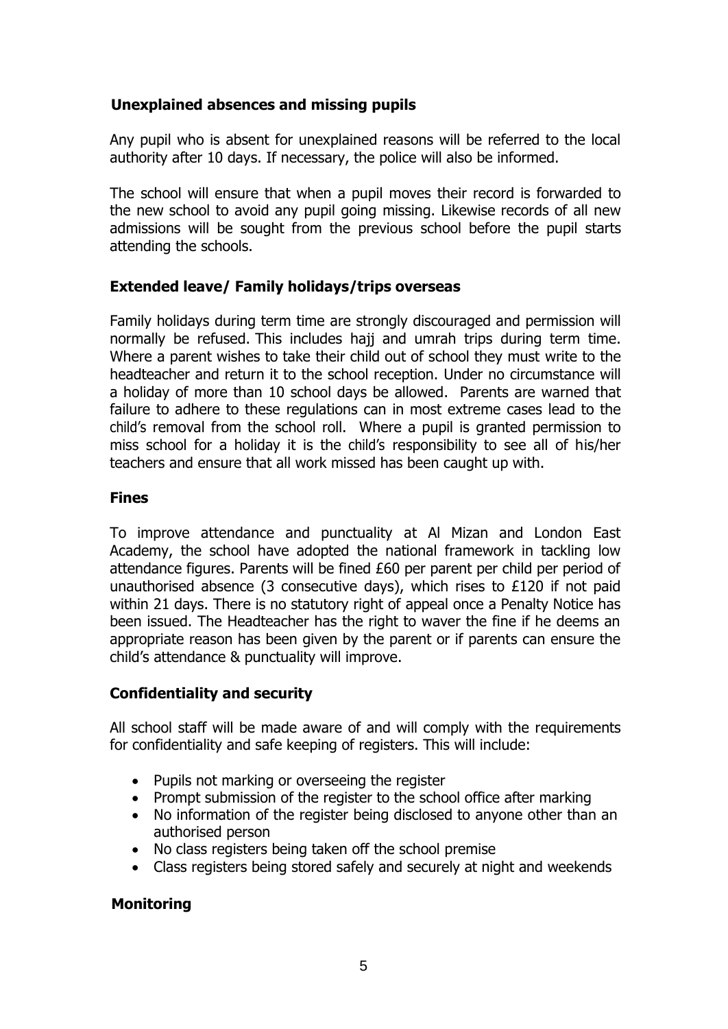## Unexplained absences and missing pupils

Any pupil who is absent for unexplained reasons will be referred to the local authority after 10 days. If necessary, the police will also be informed.

The school will ensure that when a pupil moves their record is forwarded to the new school to avoid any pupil going missing. Likewise records of all new admissions will be sought from the previous school before the pupil starts attending the schools.

## Extended leave/ Family holidays/trips overseas

Family holidays during term time are strongly discouraged and permission will normally be refused. This includes hajj and umrah trips during term time. Where a parent wishes to take their child out of school they must write to the headteacher and return it to the school reception. Under no circumstance will a holiday of more than 10 school days be allowed. Parents are warned that failure to adhere to these regulations can in most extreme cases lead to the child's removal from the school roll. Where a pupil is granted permission to miss school for a holiday it is the child's responsibility to see all of his/her teachers and ensure that all work missed has been caught up with.

## Fines

To improve attendance and punctuality at Al Mizan and London East Academy, the school have adopted the national framework in tackling low attendance figures. Parents will be fined £60 per parent per child per period of unauthorised absence (3 consecutive days), which rises to £120 if not paid within 21 days. There is no statutory right of appeal once a Penalty Notice has been issued. The Headteacher has the right to waver the fine if he deems an appropriate reason has been given by the parent or if parents can ensure the child's attendance & punctuality will improve.

## Confidentiality and security

All school staff will be made aware of and will comply with the requirements for confidentiality and safe keeping of registers. This will include:

- Pupils not marking or overseeing the register
- Prompt submission of the register to the school office after marking
- No information of the register being disclosed to anyone other than an authorised person
- No class registers being taken off the school premise
- Class registers being stored safely and securely at night and weekends

## Monitoring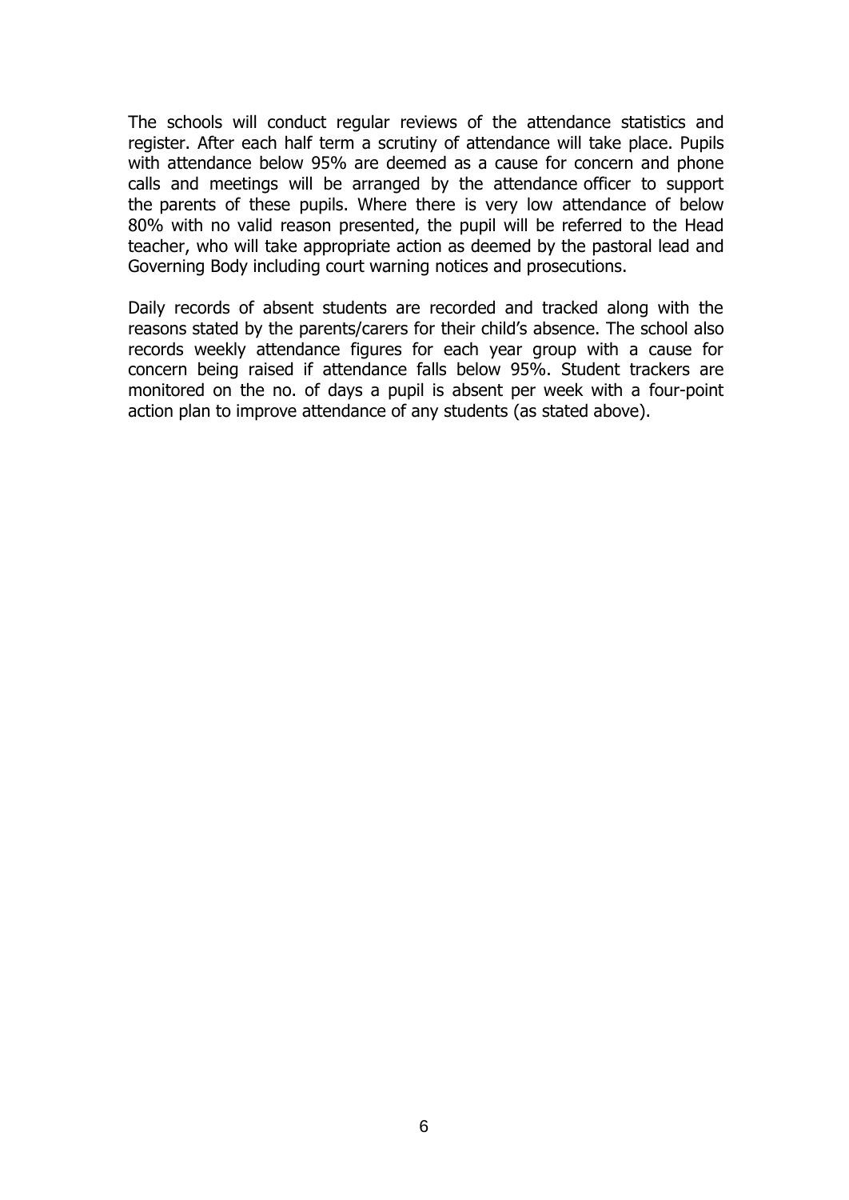The schools will conduct regular reviews of the attendance statistics and register. After each half term a scrutiny of attendance will take place. Pupils with attendance below 95% are deemed as a cause for concern and phone calls and meetings will be arranged by the attendance officer to support the parents of these pupils. Where there is very low attendance of below 80% with no valid reason presented, the pupil will be referred to the Head teacher, who will take appropriate action as deemed by the pastoral lead and Governing Body including court warning notices and prosecutions.

Daily records of absent students are recorded and tracked along with the reasons stated by the parents/carers for their child's absence. The school also records weekly attendance figures for each year group with a cause for concern being raised if attendance falls below 95%. Student trackers are monitored on the no. of days a pupil is absent per week with a four-point action plan to improve attendance of any students (as stated above).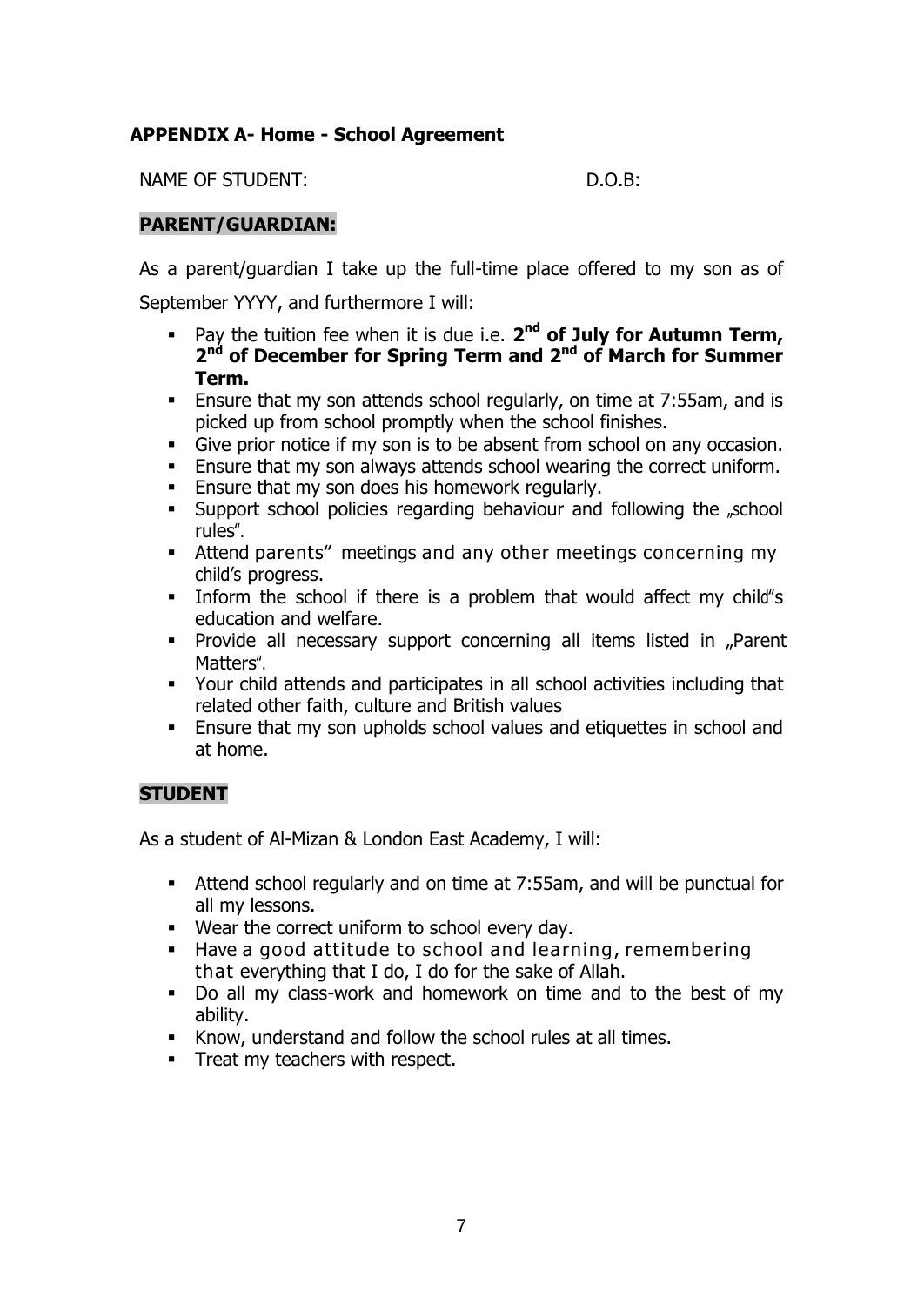## APPENDIX A- Home - School Agreement

NAME OF STUDENT: D.O.B:

### PARENT/GUARDIAN:

As a parent/guardian I take up the full-time place offered to my son as of September YYYY, and furthermore I will:

- Pay the tuition fee when it is due i.e. **2nd of July for Autumn Term, 2nd of December for Spring Term and 2nd of March for Summer Term.**
- Ensure that my son attends school regularly, on time at 7:55am, and is picked up from school promptly when the school finishes.
- Give prior notice if my son is to be absent from school on any occasion.
- Ensure that my son always attends school wearing the correct uniform.
- Ensure that my son does his homework regularly.
- Support school policies regarding behaviour and following the „school rules".
- Attend parents" meetings and any other meetings concerning my child's progress.
- Inform the school if there is a problem that would affect my child"s education and welfare.
- Provide all necessary support concerning all items listed in „Parent Matters".
- Your child attends and participates in all school activities including that related other faith, culture and British values
- Ensure that my son upholds school values and etiquettes in school and at home.

### STUDENT

As a student of Al-Mizan & London East Academy, I will:

- Attend school regularly and on time at 7:55am, and will be punctual for all my lessons.
- Wear the correct uniform to school every day.
- Have a good attitude to school and learning, remembering that everything that I do, I do for the sake of Allah.
- Do all my class-work and homework on time and to the best of my ability.
- Know, understand and follow the school rules at all times.
- Treat my teachers with respect.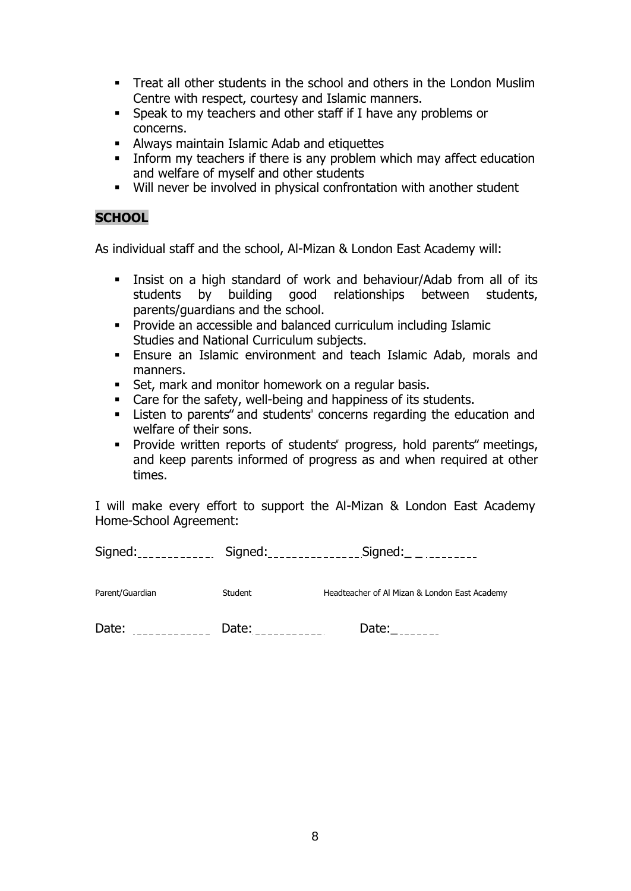- Treat all other students in the school and others in the London Muslim Centre with respect, courtesy and Islamic manners.
- Speak to my teachers and other staff if I have any problems or concerns.
- Always maintain Islamic Adab and etiquettes
- Inform my teachers if there is any problem which may affect education and welfare of myself and other students
- Will never be involved in physical confrontation with another student

## SCHOOL

As individual staff and the school, Al-Mizan & London East Academy will:

- Insist on a high standard of work and behaviour/Adab from all of its students by building good relationships between students, parents/guardians and the school.
- Provide an accessible and balanced curriculum including Islamic Studies and National Curriculum subjects.
- Ensure an Islamic environment and teach Islamic Adab, morals and manners.
- Set, mark and monitor homework on a regular basis.
- Care for the safety, well-being and happiness of its students.
- Listen to parents" and students" concerns regarding the education and welfare of their sons.
- Provide written reports of students" progress, hold parents" meetings, and keep parents informed of progress as and when required at other times.

I will make every effort to support the Al-Mizan & London East Academy Home-School Agreement:

| | | |
|---|---|---|
| Signed:____________ | Signed:______________ | Signed:__________ |
| Parent/Guardian | Student | Headteacher of Al Mizan & London East Academy |
| Date: ____________ | Date:___________ | Date:________ |